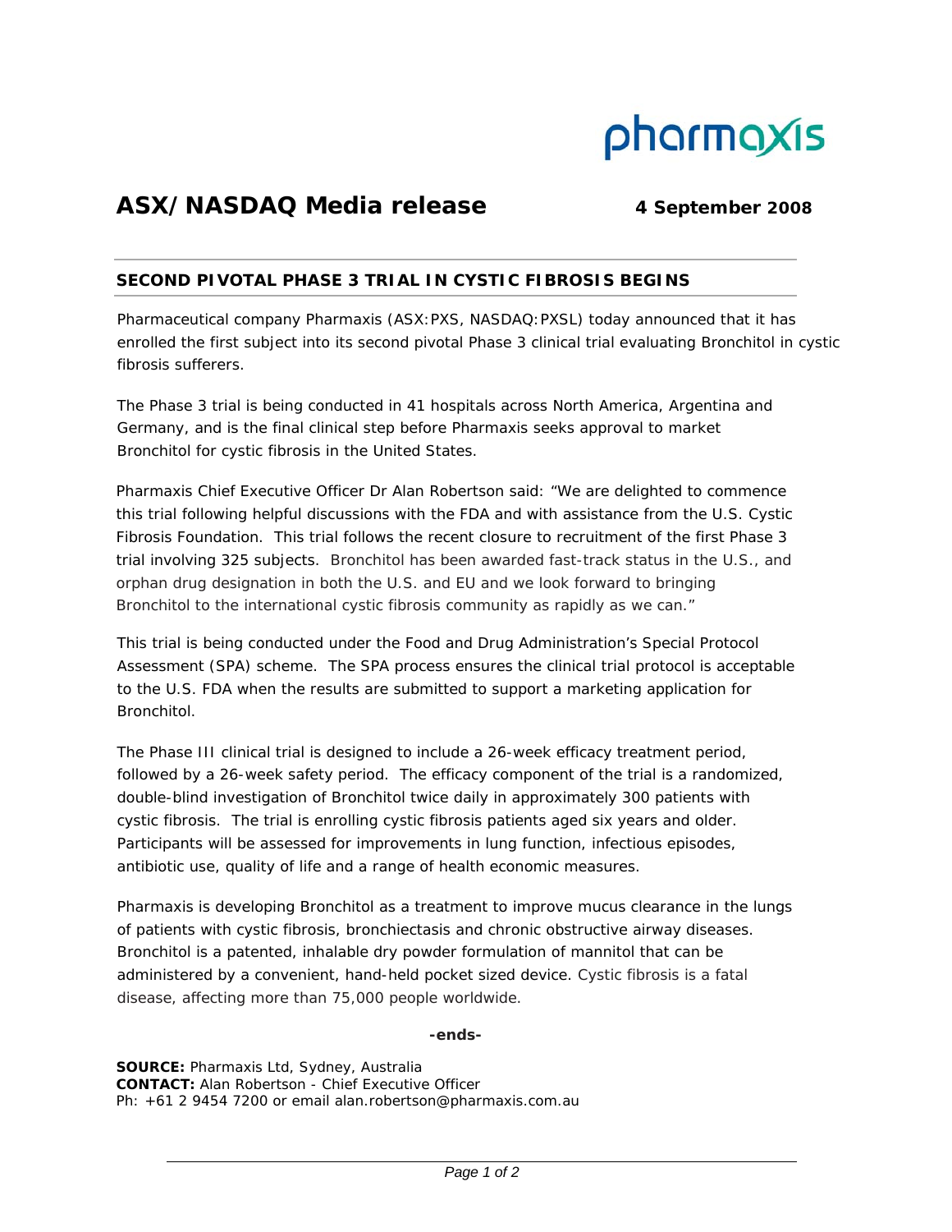pharmaxis

# ASX/NASDAQ Media release

**4 September 2008**

## SECOND PIVOTAL PHASE 3 TRIAL IN CYSTIC FIBROSIS BEGINS

Pharmaceutical company Pharmaxis (ASX:PXS, NASDAQ:PXSL) today announced that it has enrolled the first subject into its second pivotal Phase 3 clinical trial evaluating Bronchitol in cystic fibrosis sufferers.

The Phase 3 trial is being conducted in 41 hospitals across North America, Argentina and Germany, and is the final clinical step before Pharmaxis seeks approval to market Bronchitol for cystic fibrosis in the United States.

Pharmaxis Chief Executive Officer Dr Alan Robertson said: "We are delighted to commence this trial following helpful discussions with the FDA and with assistance from the U.S. Cystic Fibrosis Foundation. This trial follows the recent closure to recruitment of the first Phase 3 trial involving 325 subjects. Bronchitol has been awarded fast-track status in the U.S., and orphan drug designation in both the U.S. and EU and we look forward to bringing Bronchitol to the international cystic fibrosis community as rapidly as we can."

This trial is being conducted under the Food and Drug Administration's Special Protocol Assessment (SPA) scheme. The SPA process ensures the clinical trial protocol is acceptable to the U.S. FDA when the results are submitted to support a marketing application for Bronchitol.

The Phase III clinical trial is designed to include a 26-week efficacy treatment period, followed by a 26-week safety period. The efficacy component of the trial is a randomized, double-blind investigation of Bronchitol twice daily in approximately 300 patients with cystic fibrosis. The trial is enrolling cystic fibrosis patients aged six years and older. Participants will be assessed for improvements in lung function, infectious episodes, antibiotic use, quality of life and a range of health economic measures.

Pharmaxis is developing Bronchitol as a treatment to improve mucus clearance in the lungs of patients with cystic fibrosis, bronchiectasis and chronic obstructive airway diseases. Bronchitol is a patented, inhalable dry powder formulation of mannitol that can be administered by a convenient, hand-held pocket sized device. Cystic fibrosis is a fatal disease, affecting more than 75,000 people worldwide.

**-ends-**

**SOURCE:** Pharmaxis Ltd, Sydney, Australia
**CONTACT:** Alan Robertson - Chief Executive Officer
Ph: +61 2 9454 7200 or email alan.robertson@pharmaxis.com.au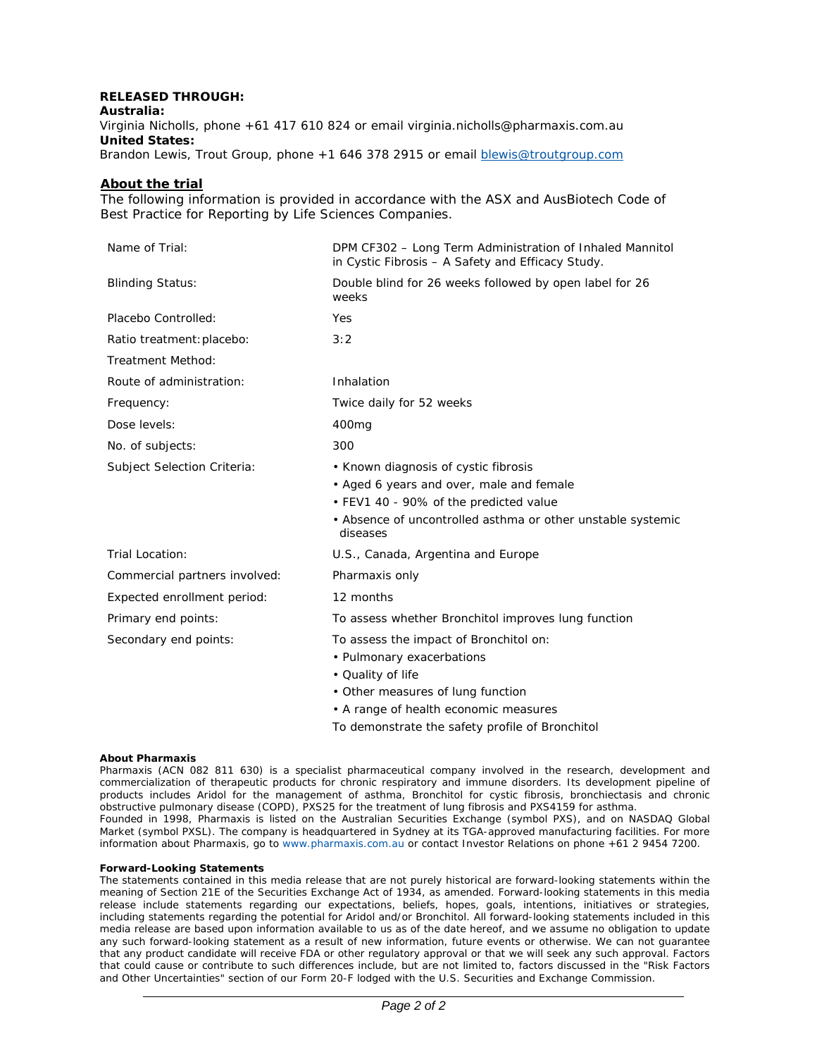**RELEASED THROUGH:**

**Australia:**

Virginia Nicholls, phone +61 417 610 824 or email virginia.nicholls@pharmaxis.com.au

**United States:**

Brandon Lewis, Trout Group, phone +1 646 378 2915 or email blewis@troutgroup.com

## About the trial

The following information is provided in accordance with the ASX and AusBiotech Code of Best Practice for Reporting by Life Sciences Companies.

| | |
|---|---|
| Name of Trial: | DPM CF302 – Long Term Administration of Inhaled Mannitol in Cystic Fibrosis – A Safety and Efficacy Study. |
| Blinding Status: | Double blind for 26 weeks followed by open label for 26 weeks |
| Placebo Controlled: | Yes |
| Ratio treatment: placebo: | 3:2 |
| Treatment Method: | |
| Route of administration: | Inhalation |
| Frequency: | Twice daily for 52 weeks |
| Dose levels: | 400mg |
| No. of subjects: | 300 |
| Subject Selection Criteria: | • Known diagnosis of cystic fibrosis<br>• Aged 6 years and over, male and female<br>• FEV1 40 - 90% of the predicted value<br>• Absence of uncontrolled asthma or other unstable systemic diseases |
| Trial Location: | U.S., Canada, Argentina and Europe |
| Commercial partners involved: | Pharmaxis only |
| Expected enrollment period: | 12 months |
| Primary end points: | To assess whether Bronchitol improves lung function |
| Secondary end points: | To assess the impact of Bronchitol on:<br>• Pulmonary exacerbations<br>• Quality of life<br>• Other measures of lung function<br>• A range of health economic measures<br>To demonstrate the safety profile of Bronchitol |

**About Pharmaxis**

Pharmaxis (ACN 082 811 630) is a specialist pharmaceutical company involved in the research, development and commercialization of therapeutic products for chronic respiratory and immune disorders. Its development pipeline of products includes Aridol for the management of asthma, Bronchitol for cystic fibrosis, bronchiectasis and chronic obstructive pulmonary disease (COPD), PXS25 for the treatment of lung fibrosis and PXS4159 for asthma.

Founded in 1998, Pharmaxis is listed on the Australian Securities Exchange (symbol PXS), and on NASDAQ Global Market (symbol PXSL). The company is headquartered in Sydney at its TGA-approved manufacturing facilities. For more information about Pharmaxis, go to www.pharmaxis.com.au or contact Investor Relations on phone +61 2 9454 7200.

**Forward-Looking Statements**

The statements contained in this media release that are not purely historical are forward-looking statements within the meaning of Section 21E of the Securities Exchange Act of 1934, as amended. Forward-looking statements in this media release include statements regarding our expectations, beliefs, hopes, goals, intentions, initiatives or strategies, including statements regarding the potential for Aridol and/or Bronchitol. All forward-looking statements included in this media release are based upon information available to us as of the date hereof, and we assume no obligation to update any such forward-looking statement as a result of new information, future events or otherwise. We can not guarantee that any product candidate will receive FDA or other regulatory approval or that we will seek any such approval. Factors that could cause or contribute to such differences include, but are not limited to, factors discussed in the "Risk Factors and Other Uncertainties" section of our Form 20-F lodged with the U.S. Securities and Exchange Commission.